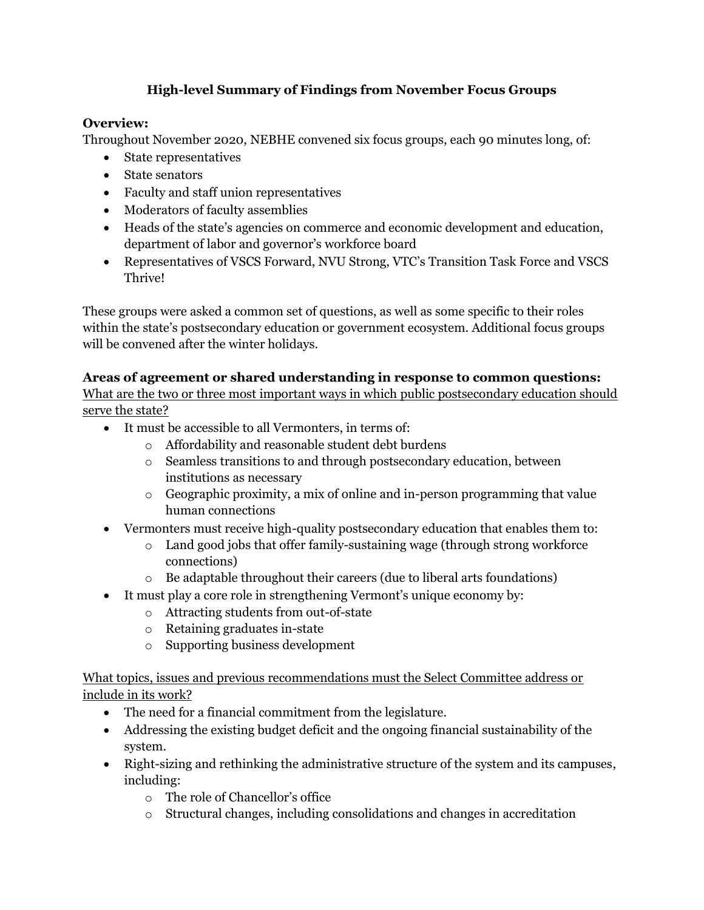# High-level Summary of Findings from November Focus Groups

**Overview:**

Throughout November 2020, NEBHE convened six focus groups, each 90 minutes long, of:

- State representatives
- State senators
- Faculty and staff union representatives
- Moderators of faculty assemblies
- Heads of the state's agencies on commerce and economic development and education, department of labor and governor's workforce board
- Representatives of VSCS Forward, NVU Strong, VTC's Transition Task Force and VSCS Thrive!

These groups were asked a common set of questions, as well as some specific to their roles within the state's postsecondary education or government ecosystem. Additional focus groups will be convened after the winter holidays.

**Areas of agreement or shared understanding in response to common questions:**

<u>What are the two or three most important ways in which public postsecondary education should serve the state?</u>

- It must be accessible to all Vermonters, in terms of:
  - Affordability and reasonable student debt burdens
  - Seamless transitions to and through postsecondary education, between institutions as necessary
  - Geographic proximity, a mix of online and in-person programming that value human connections
- Vermonters must receive high-quality postsecondary education that enables them to:
  - Land good jobs that offer family-sustaining wage (through strong workforce connections)
  - Be adaptable throughout their careers (due to liberal arts foundations)
- It must play a core role in strengthening Vermont's unique economy by:
  - Attracting students from out-of-state
  - Retaining graduates in-state
  - Supporting business development

<u>What topics, issues and previous recommendations must the Select Committee address or include in its work?</u>

- The need for a financial commitment from the legislature.
- Addressing the existing budget deficit and the ongoing financial sustainability of the system.
- Right-sizing and rethinking the administrative structure of the system and its campuses, including:
  - The role of Chancellor's office
  - Structural changes, including consolidations and changes in accreditation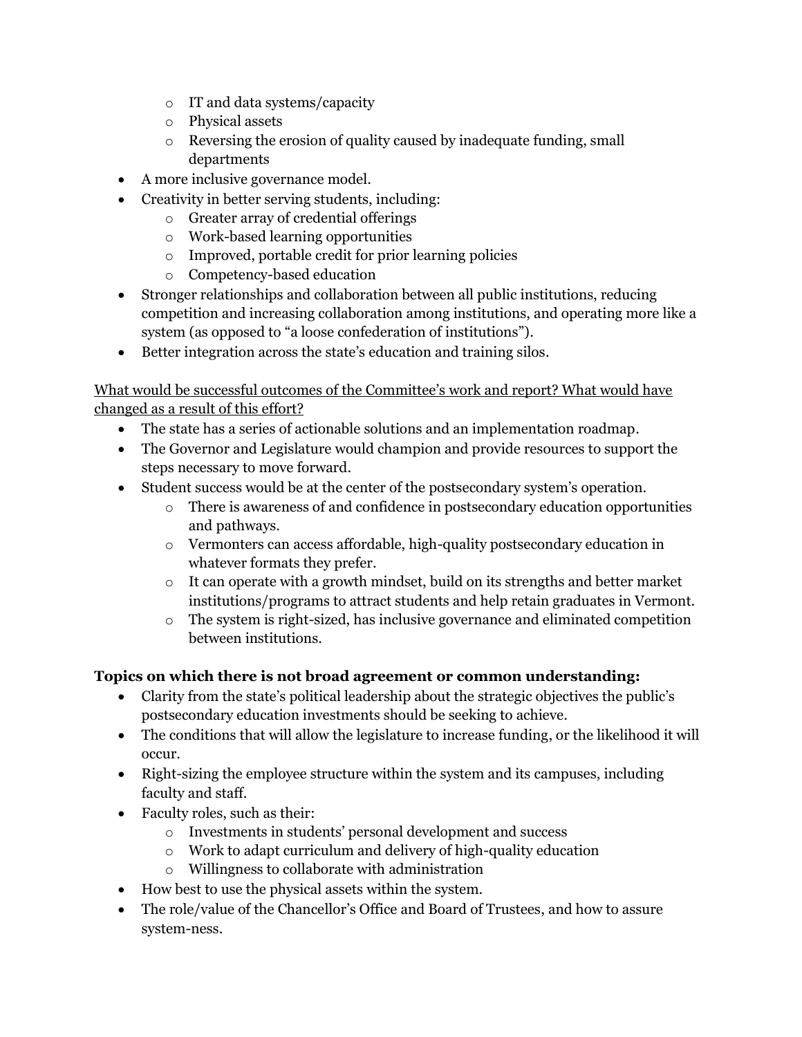- IT and data systems/capacity
    - Physical assets
    - Reversing the erosion of quality caused by inadequate funding, small departments
- A more inclusive governance model.
- Creativity in better serving students, including:
    - Greater array of credential offerings
    - Work-based learning opportunities
    - Improved, portable credit for prior learning policies
    - Competency-based education
- Stronger relationships and collaboration between all public institutions, reducing competition and increasing collaboration among institutions, and operating more like a system (as opposed to "a loose confederation of institutions").
- Better integration across the state's education and training silos.

<u>What would be successful outcomes of the Committee's work and report? What would have changed as a result of this effort?</u>

- The state has a series of actionable solutions and an implementation roadmap.
- The Governor and Legislature would champion and provide resources to support the steps necessary to move forward.
- Student success would be at the center of the postsecondary system's operation.
    - There is awareness of and confidence in postsecondary education opportunities and pathways.
    - Vermonters can access affordable, high-quality postsecondary education in whatever formats they prefer.
    - It can operate with a growth mindset, build on its strengths and better market institutions/programs to attract students and help retain graduates in Vermont.
    - The system is right-sized, has inclusive governance and eliminated competition between institutions.

**Topics on which there is not broad agreement or common understanding:**

- Clarity from the state's political leadership about the strategic objectives the public's postsecondary education investments should be seeking to achieve.
- The conditions that will allow the legislature to increase funding, or the likelihood it will occur.
- Right-sizing the employee structure within the system and its campuses, including faculty and staff.
- Faculty roles, such as their:
    - Investments in students' personal development and success
    - Work to adapt curriculum and delivery of high-quality education
    - Willingness to collaborate with administration
- How best to use the physical assets within the system.
- The role/value of the Chancellor's Office and Board of Trustees, and how to assure system-ness.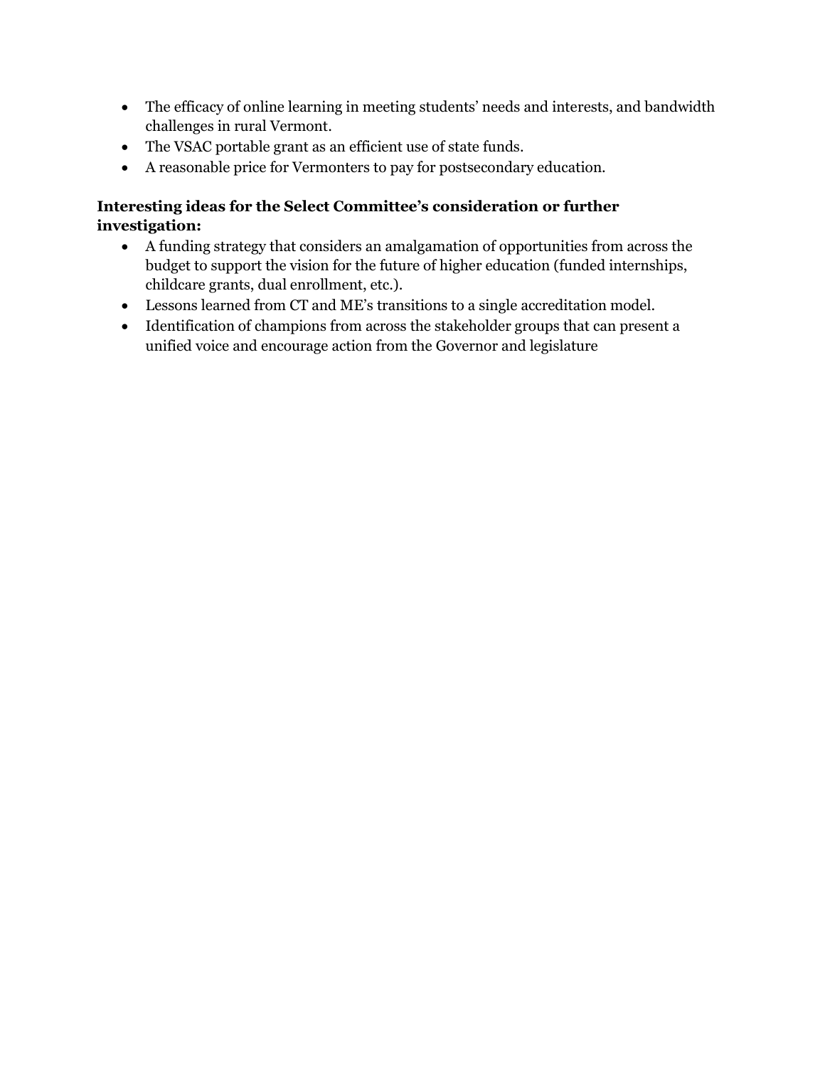- The efficacy of online learning in meeting students' needs and interests, and bandwidth challenges in rural Vermont.
- The VSAC portable grant as an efficient use of state funds.
- A reasonable price for Vermonters to pay for postsecondary education.

**Interesting ideas for the Select Committee's consideration or further investigation:**

- A funding strategy that considers an amalgamation of opportunities from across the budget to support the vision for the future of higher education (funded internships, childcare grants, dual enrollment, etc.).
- Lessons learned from CT and ME's transitions to a single accreditation model.
- Identification of champions from across the stakeholder groups that can present a unified voice and encourage action from the Governor and legislature